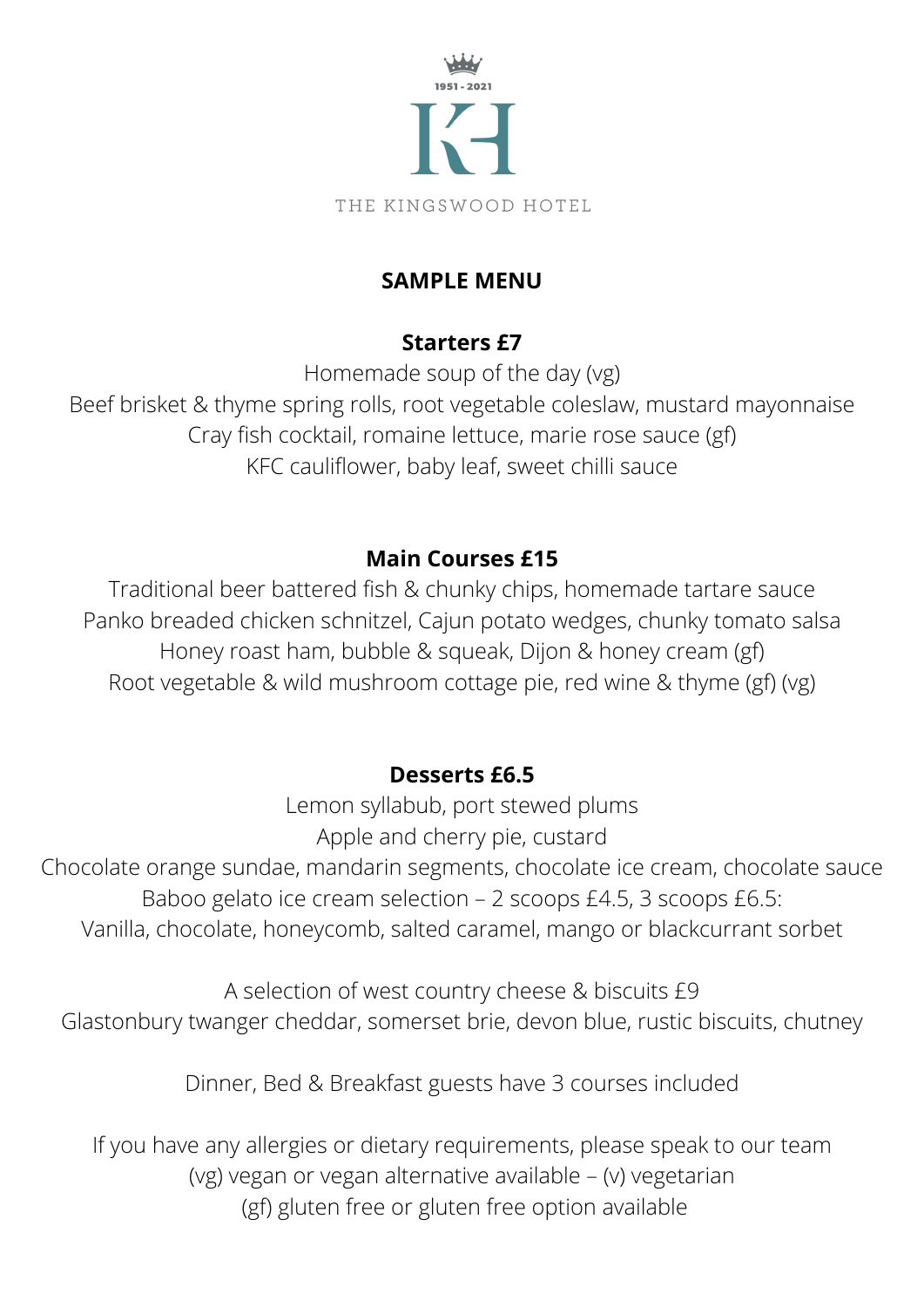1951 - 2021

KH

THE KINGSWOOD HOTEL

# SAMPLE MENU

## Starters £7

Homemade soup of the day (vg)
Beef brisket & thyme spring rolls, root vegetable coleslaw, mustard mayonnaise
Cray fish cocktail, romaine lettuce, marie rose sauce (gf)
KFC cauliflower, baby leaf, sweet chilli sauce

## Main Courses £15

Traditional beer battered fish & chunky chips, homemade tartare sauce
Panko breaded chicken schnitzel, Cajun potato wedges, chunky tomato salsa
Honey roast ham, bubble & squeak, Dijon & honey cream (gf)
Root vegetable & wild mushroom cottage pie, red wine & thyme (gf) (vg)

## Desserts £6.5

Lemon syllabub, port stewed plums
Apple and cherry pie, custard
Chocolate orange sundae, mandarin segments, chocolate ice cream, chocolate sauce
Baboo gelato ice cream selection – 2 scoops £4.5, 3 scoops £6.5:
Vanilla, chocolate, honeycomb, salted caramel, mango or blackcurrant sorbet

A selection of west country cheese & biscuits £9
Glastonbury twanger cheddar, somerset brie, devon blue, rustic biscuits, chutney

Dinner, Bed & Breakfast guests have 3 courses included

If you have any allergies or dietary requirements, please speak to our team
(vg) vegan or vegan alternative available – (v) vegetarian
(gf) gluten free or gluten free option available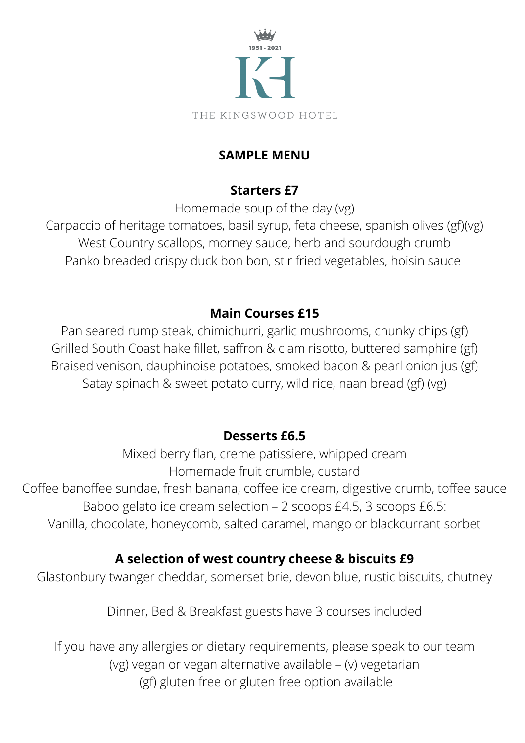1951 - 2021

KH

THE KINGSWOOD HOTEL

# SAMPLE MENU

## Starters £7

Homemade soup of the day (vg)
Carpaccio of heritage tomatoes, basil syrup, feta cheese, spanish olives (gf)(vg)
West Country scallops, morney sauce, herb and sourdough crumb
Panko breaded crispy duck bon bon, stir fried vegetables, hoisin sauce

## Main Courses £15

Pan seared rump steak, chimichurri, garlic mushrooms, chunky chips (gf)
Grilled South Coast hake fillet, saffron & clam risotto, buttered samphire (gf)
Braised venison, dauphinoise potatoes, smoked bacon & pearl onion jus (gf)
Satay spinach & sweet potato curry, wild rice, naan bread (gf) (vg)

## Desserts £6.5

Mixed berry flan, creme patissiere, whipped cream
Homemade fruit crumble, custard
Coffee banoffee sundae, fresh banana, coffee ice cream, digestive crumb, toffee sauce
Baboo gelato ice cream selection – 2 scoops £4.5, 3 scoops £6.5:
Vanilla, chocolate, honeycomb, salted caramel, mango or blackcurrant sorbet

## A selection of west country cheese & biscuits £9

Glastonbury twanger cheddar, somerset brie, devon blue, rustic biscuits, chutney

Dinner, Bed & Breakfast guests have 3 courses included

If you have any allergies or dietary requirements, please speak to our team
(vg) vegan or vegan alternative available – (v) vegetarian
(gf) gluten free or gluten free option available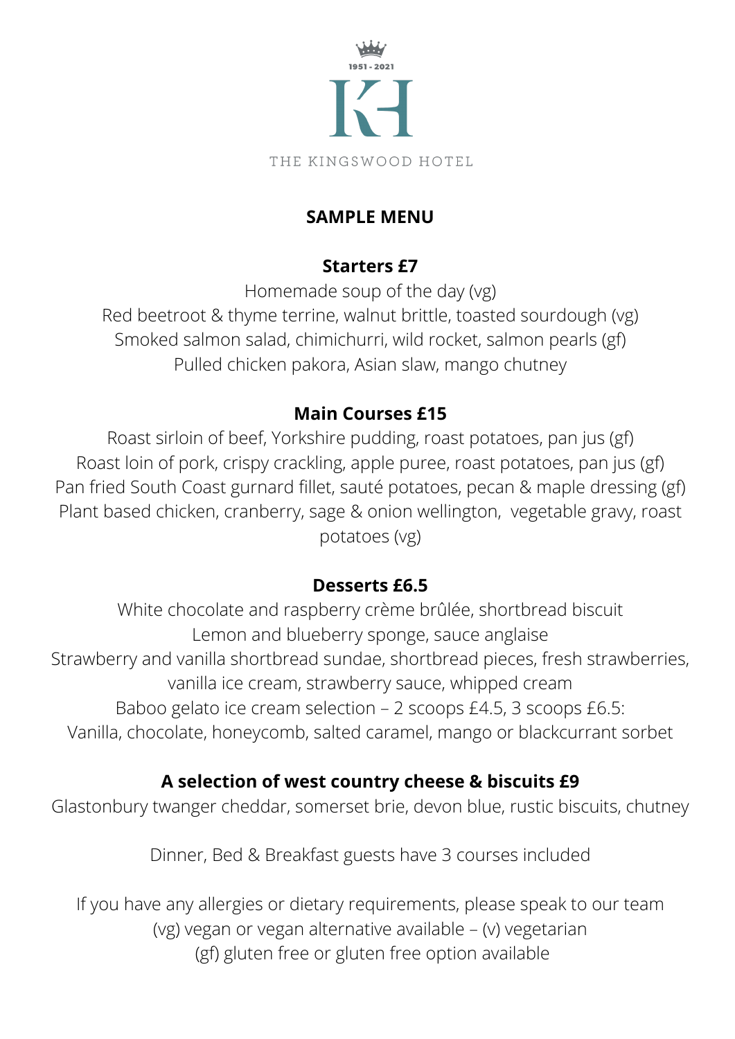1951 - 2021

THE KINGSWOOD HOTEL

## SAMPLE MENU

### Starters £7

Homemade soup of the day (vg)
Red beetroot & thyme terrine, walnut brittle, toasted sourdough (vg)
Smoked salmon salad, chimichurri, wild rocket, salmon pearls (gf)
Pulled chicken pakora, Asian slaw, mango chutney

### Main Courses £15

Roast sirloin of beef, Yorkshire pudding, roast potatoes, pan jus (gf)
Roast loin of pork, crispy crackling, apple puree, roast potatoes, pan jus (gf)
Pan fried South Coast gurnard fillet, sauté potatoes, pecan & maple dressing (gf)
Plant based chicken, cranberry, sage & onion wellington, vegetable gravy, roast potatoes (vg)

### Desserts £6.5

White chocolate and raspberry crème brûlée, shortbread biscuit
Lemon and blueberry sponge, sauce anglaise
Strawberry and vanilla shortbread sundae, shortbread pieces, fresh strawberries, vanilla ice cream, strawberry sauce, whipped cream
Baboo gelato ice cream selection – 2 scoops £4.5, 3 scoops £6.5:
Vanilla, chocolate, honeycomb, salted caramel, mango or blackcurrant sorbet

### A selection of west country cheese & biscuits £9

Glastonbury twanger cheddar, somerset brie, devon blue, rustic biscuits, chutney

Dinner, Bed & Breakfast guests have 3 courses included

If you have any allergies or dietary requirements, please speak to our team
(vg) vegan or vegan alternative available – (v) vegetarian
(gf) gluten free or gluten free option available